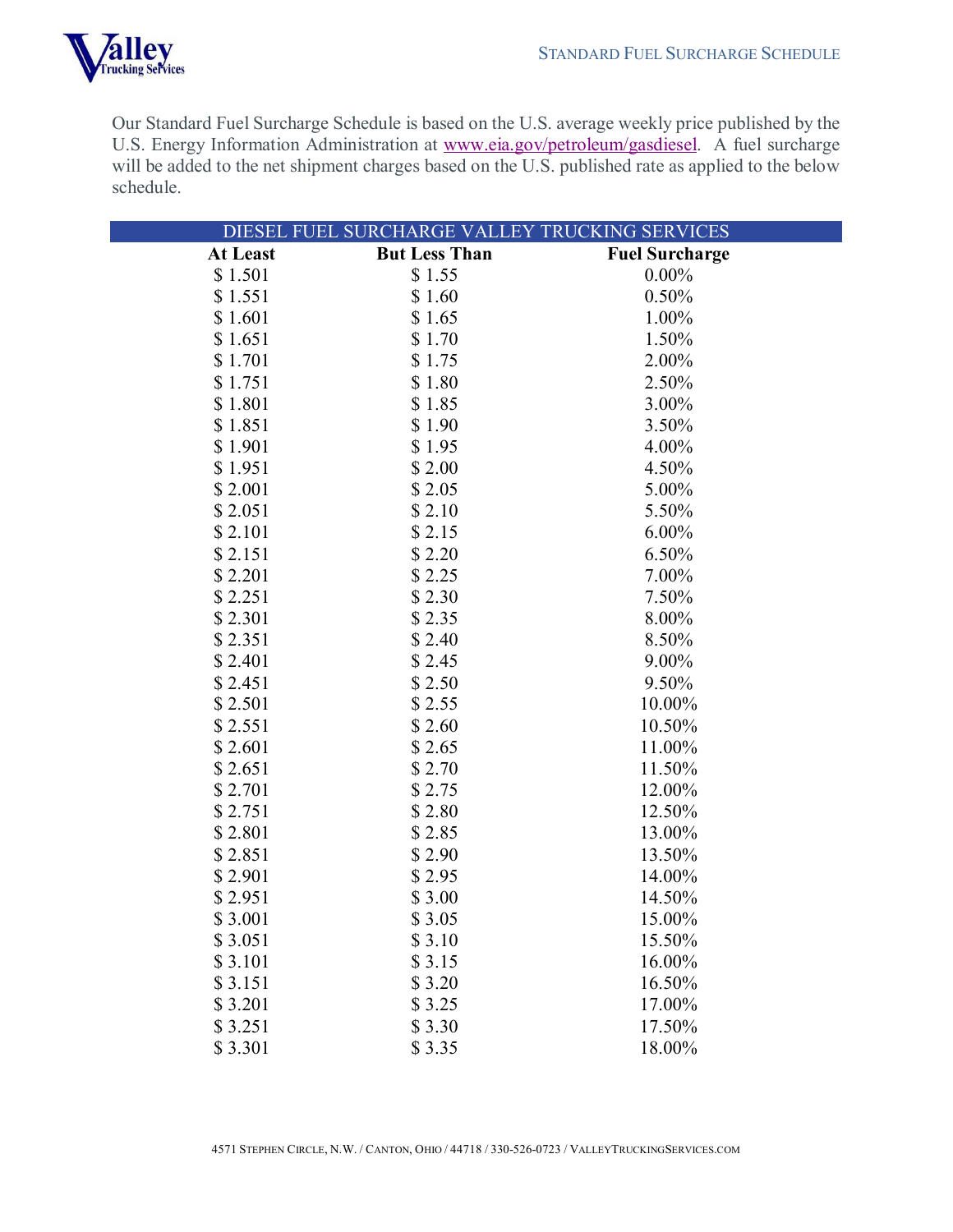# STANDARD FUEL SURCHARGE SCHEDULE

Our Standard Fuel Surcharge Schedule is based on the U.S. average weekly price published by the U.S. Energy Information Administration at www.eia.gov/petroleum/gasdiesel. A fuel surcharge will be added to the net shipment charges based on the U.S. published rate as applied to the below schedule.

| DIESEL FUEL SURCHARGE VALLEY TRUCKING SERVICES | | |
|---|---|---|
| **At Least** | **But Less Than** | **Fuel Surcharge** |
| $ 1.501 | $ 1.55 | 0.00% |
| $ 1.551 | $ 1.60 | 0.50% |
| $ 1.601 | $ 1.65 | 1.00% |
| $ 1.651 | $ 1.70 | 1.50% |
| $ 1.701 | $ 1.75 | 2.00% |
| $ 1.751 | $ 1.80 | 2.50% |
| $ 1.801 | $ 1.85 | 3.00% |
| $ 1.851 | $ 1.90 | 3.50% |
| $ 1.901 | $ 1.95 | 4.00% |
| $ 1.951 | $ 2.00 | 4.50% |
| $ 2.001 | $ 2.05 | 5.00% |
| $ 2.051 | $ 2.10 | 5.50% |
| $ 2.101 | $ 2.15 | 6.00% |
| $ 2.151 | $ 2.20 | 6.50% |
| $ 2.201 | $ 2.25 | 7.00% |
| $ 2.251 | $ 2.30 | 7.50% |
| $ 2.301 | $ 2.35 | 8.00% |
| $ 2.351 | $ 2.40 | 8.50% |
| $ 2.401 | $ 2.45 | 9.00% |
| $ 2.451 | $ 2.50 | 9.50% |
| $ 2.501 | $ 2.55 | 10.00% |
| $ 2.551 | $ 2.60 | 10.50% |
| $ 2.601 | $ 2.65 | 11.00% |
| $ 2.651 | $ 2.70 | 11.50% |
| $ 2.701 | $ 2.75 | 12.00% |
| $ 2.751 | $ 2.80 | 12.50% |
| $ 2.801 | $ 2.85 | 13.00% |
| $ 2.851 | $ 2.90 | 13.50% |
| $ 2.901 | $ 2.95 | 14.00% |
| $ 2.951 | $ 3.00 | 14.50% |
| $ 3.001 | $ 3.05 | 15.00% |
| $ 3.051 | $ 3.10 | 15.50% |
| $ 3.101 | $ 3.15 | 16.00% |
| $ 3.151 | $ 3.20 | 16.50% |
| $ 3.201 | $ 3.25 | 17.00% |
| $ 3.251 | $ 3.30 | 17.50% |
| $ 3.301 | $ 3.35 | 18.00% |

4571 STEPHEN CIRCLE, N.W. / CANTON, OHIO / 44718 / 330-526-0723 / VALLEYTRUCKINGSERVICES.COM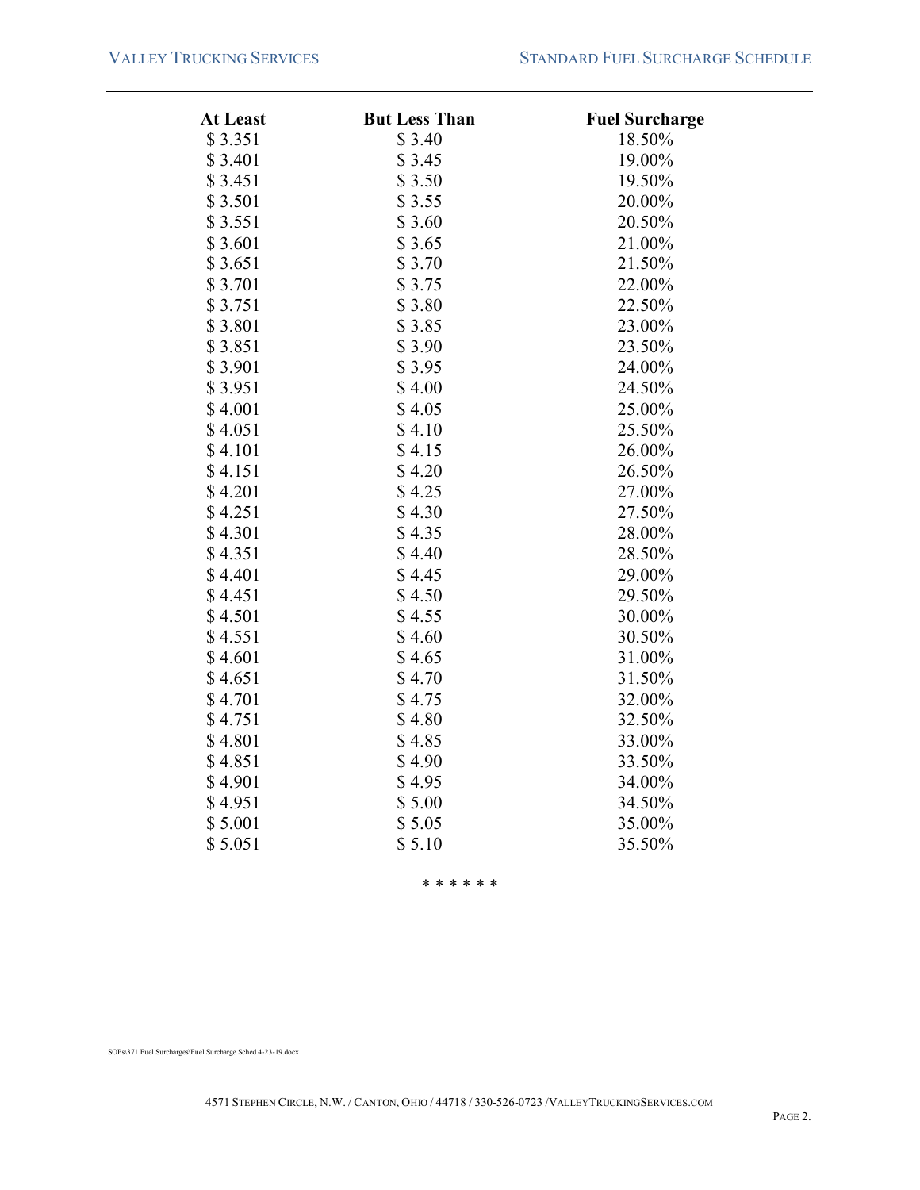| At Least | But Less Than | Fuel Surcharge |
|---|---|---|
| $ 3.351 | $ 3.40 | 18.50% |
| $ 3.401 | $ 3.45 | 19.00% |
| $ 3.451 | $ 3.50 | 19.50% |
| $ 3.501 | $ 3.55 | 20.00% |
| $ 3.551 | $ 3.60 | 20.50% |
| $ 3.601 | $ 3.65 | 21.00% |
| $ 3.651 | $ 3.70 | 21.50% |
| $ 3.701 | $ 3.75 | 22.00% |
| $ 3.751 | $ 3.80 | 22.50% |
| $ 3.801 | $ 3.85 | 23.00% |
| $ 3.851 | $ 3.90 | 23.50% |
| $ 3.901 | $ 3.95 | 24.00% |
| $ 3.951 | $ 4.00 | 24.50% |
| $ 4.001 | $ 4.05 | 25.00% |
| $ 4.051 | $ 4.10 | 25.50% |
| $ 4.101 | $ 4.15 | 26.00% |
| $ 4.151 | $ 4.20 | 26.50% |
| $ 4.201 | $ 4.25 | 27.00% |
| $ 4.251 | $ 4.30 | 27.50% |
| $ 4.301 | $ 4.35 | 28.00% |
| $ 4.351 | $ 4.40 | 28.50% |
| $ 4.401 | $ 4.45 | 29.00% |
| $ 4.451 | $ 4.50 | 29.50% |
| $ 4.501 | $ 4.55 | 30.00% |
| $ 4.551 | $ 4.60 | 30.50% |
| $ 4.601 | $ 4.65 | 31.00% |
| $ 4.651 | $ 4.70 | 31.50% |
| $ 4.701 | $ 4.75 | 32.00% |
| $ 4.751 | $ 4.80 | 32.50% |
| $ 4.801 | $ 4.85 | 33.00% |
| $ 4.851 | $ 4.90 | 33.50% |
| $ 4.901 | $ 4.95 | 34.00% |
| $ 4.951 | $ 5.00 | 34.50% |
| $ 5.001 | $ 5.05 | 35.00% |
| $ 5.051 | $ 5.10 | 35.50% |

* * * * * *

SOPs\371 Fuel Surcharges\Fuel Surcharge Sched 4-23-19.docx

4571 STEPHEN CIRCLE, N.W. / CANTON, OHIO / 44718 / 330-526-0723 / VALLEYTRUCKINGSERVICES.COM